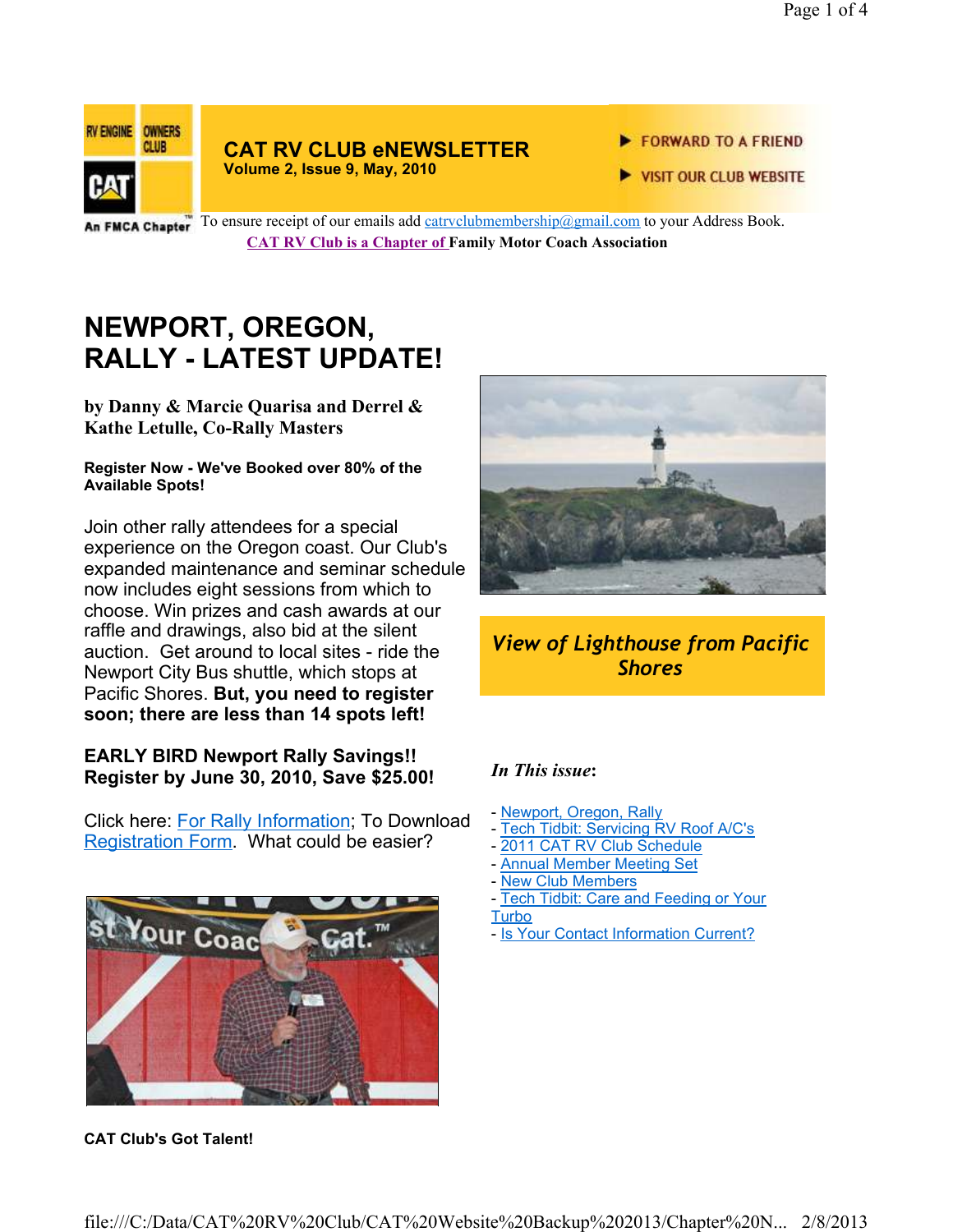RV ENGINE OWNERS CLUB

CAT

An FMCA Chapter

**CAT RV CLUB eNEWSLETTER**
**Volume 2, Issue 9, May, 2010**

FORWARD TO A FRIEND

VISIT OUR CLUB WEBSITE

To ensure receipt of our emails add catrvclubmembership@gmail.com to your Address Book.

**CAT RV Club is a Chapter of Family Motor Coach Association**

# NEWPORT, OREGON, RALLY - LATEST UPDATE!

**by Danny & Marcie Quarisa and Derrel & Kathe Letulle, Co-Rally Masters**

**Register Now - We've Booked over 80% of the Available Spots!**

Join other rally attendees for a special experience on the Oregon coast. Our Club's expanded maintenance and seminar schedule now includes eight sessions from which to choose. Win prizes and cash awards at our raffle and drawings, also bid at the silent auction. Get around to local sites - ride the Newport City Bus shuttle, which stops at Pacific Shores. **But, you need to register soon; there are less than 14 spots left!**

**EARLY BIRD Newport Rally Savings!! Register by June 30, 2010, Save $25.00!**

Click here: For Rally Information; To Download Registration Form. What could be easier?

**CAT Club's Got Talent!**

*View of Lighthouse from Pacific Shores*

***In This issue*:**

- Newport, Oregon, Rally
- Tech Tidbit: Servicing RV Roof A/C's
- 2011 CAT RV Club Schedule
- Annual Member Meeting Set
- New Club Members
- Tech Tidbit: Care and Feeding or Your Turbo
- Is Your Contact Information Current?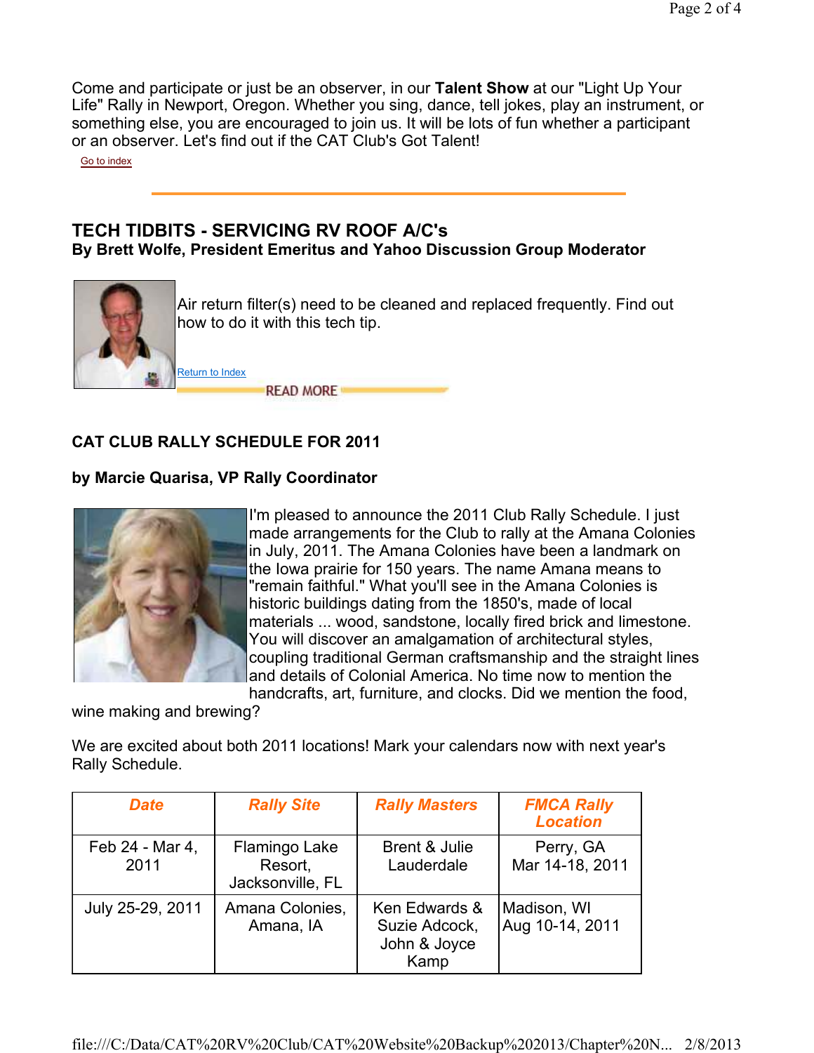Come and participate or just be an observer, in our **Talent Show** at our "Light Up Your Life" Rally in Newport, Oregon. Whether you sing, dance, tell jokes, play an instrument, or something else, you are encouraged to join us. It will be lots of fun whether a participant or an observer. Let's find out if the CAT Club's Got Talent!

Go to index

---

## TECH TIDBITS - SERVICING RV ROOF A/C's

**By Brett Wolfe, President Emeritus and Yahoo Discussion Group Moderator**

Air return filter(s) need to be cleaned and replaced frequently. Find out how to do it with this tech tip.

Return to Index

READ MORE

## CAT CLUB RALLY SCHEDULE FOR 2011

**by Marcie Quarisa, VP Rally Coordinator**

I'm pleased to announce the 2011 Club Rally Schedule. I just made arrangements for the Club to rally at the Amana Colonies in July, 2011. The Amana Colonies have been a landmark on the Iowa prairie for 150 years. The name Amana means to "remain faithful." What you'll see in the Amana Colonies is historic buildings dating from the 1850's, made of local materials ... wood, sandstone, locally fired brick and limestone. You will discover an amalgamation of architectural styles, coupling traditional German craftsmanship and the straight lines and details of Colonial America. No time now to mention the handcrafts, art, furniture, and clocks. Did we mention the food, wine making and brewing?

We are excited about both 2011 locations! Mark your calendars now with next year's Rally Schedule.

| *Date* | *Rally Site* | *Rally Masters* | *FMCA Rally Location* |
|---|---|---|---|
| Feb 24 - Mar 4, 2011 | Flamingo Lake Resort, Jacksonville, FL | Brent & Julie Lauderdale | Perry, GA Mar 14-18, 2011 |
| July 25-29, 2011 | Amana Colonies, Amana, IA | Ken Edwards & Suzie Adcock, John & Joyce Kamp | Madison, WI Aug 10-14, 2011 |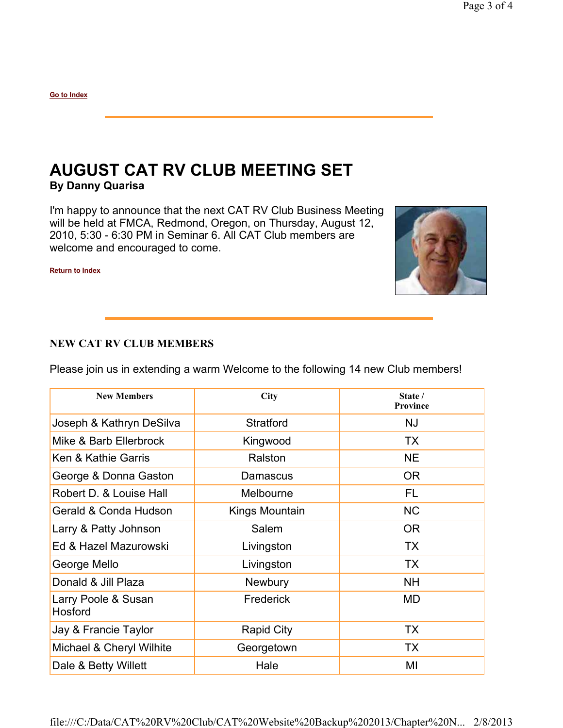Go to Index

# AUGUST CAT RV CLUB MEETING SET

**By Danny Quarisa**

I'm happy to announce that the next CAT RV Club Business Meeting will be held at FMCA, Redmond, Oregon, on Thursday, August 12, 2010, 5:30 - 6:30 PM in Seminar 6. All CAT Club members are welcome and encouraged to come.

Return to Index

## NEW CAT RV CLUB MEMBERS

Please join us in extending a warm Welcome to the following 14 new Club members!

| New Members | City | State / Province |
|---|---|---|
| Joseph & Kathryn DeSilva | Stratford | NJ |
| Mike & Barb Ellerbrock | Kingwood | TX |
| Ken & Kathie Garris | Ralston | NE |
| George & Donna Gaston | Damascus | OR |
| Robert D. & Louise Hall | Melbourne | FL |
| Gerald & Conda Hudson | Kings Mountain | NC |
| Larry & Patty Johnson | Salem | OR |
| Ed & Hazel Mazurowski | Livingston | TX |
| George Mello | Livingston | TX |
| Donald & Jill Plaza | Newbury | NH |
| Larry Poole & Susan Hosford | Frederick | MD |
| Jay & Francie Taylor | Rapid City | TX |
| Michael & Cheryl Wilhite | Georgetown | TX |
| Dale & Betty Willett | Hale | MI |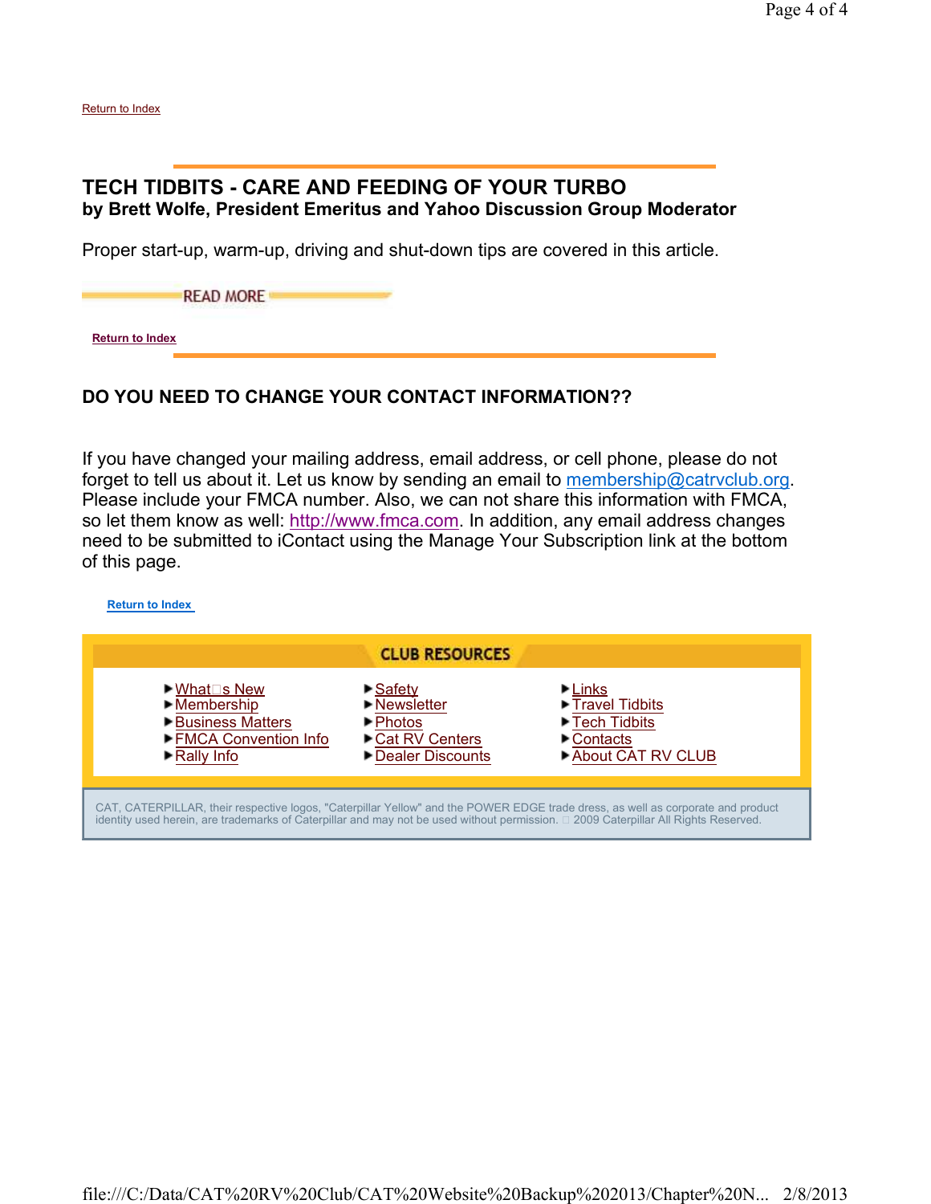Return to Index

## TECH TIDBITS - CARE AND FEEDING OF YOUR TURBO

**by Brett Wolfe, President Emeritus and Yahoo Discussion Group Moderator**

Proper start-up, warm-up, driving and shut-down tips are covered in this article.

READ MORE

**Return to Index**

## DO YOU NEED TO CHANGE YOUR CONTACT INFORMATION??

If you have changed your mailing address, email address, or cell phone, please do not forget to tell us about it. Let us know by sending an email to membership@catrvclub.org. Please include your FMCA number. Also, we can not share this information with FMCA, so let them know as well: http://www.fmca.com. In addition, any email address changes need to be submitted to iContact using the Manage Your Subscription link at the bottom of this page.

**Return to Index**

### CLUB RESOURCES

- What□s New
- Membership
- Business Matters
- FMCA Convention Info
- Rally Info
- Safety
- Newsletter
- Photos
- Cat RV Centers
- Dealer Discounts
- Links
- Travel Tidbits
- Tech Tidbits
- Contacts
- About CAT RV CLUB

CAT, CATERPILLAR, their respective logos, "Caterpillar Yellow" and the POWER EDGE trade dress, as well as corporate and product identity used herein, are trademarks of Caterpillar and may not be used without permission. □ 2009 Caterpillar All Rights Reserved.